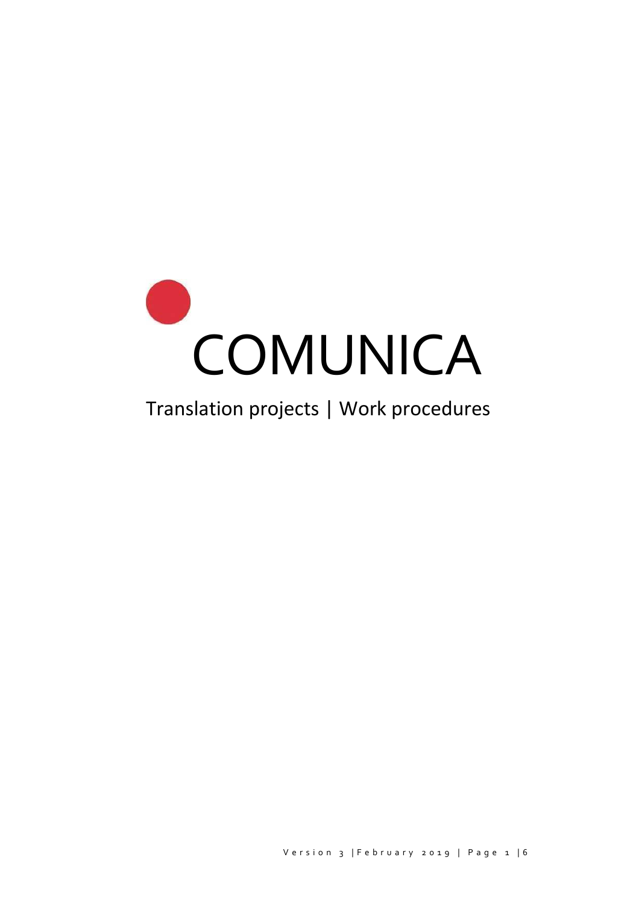# COMUNICA

Translation projects | Work procedures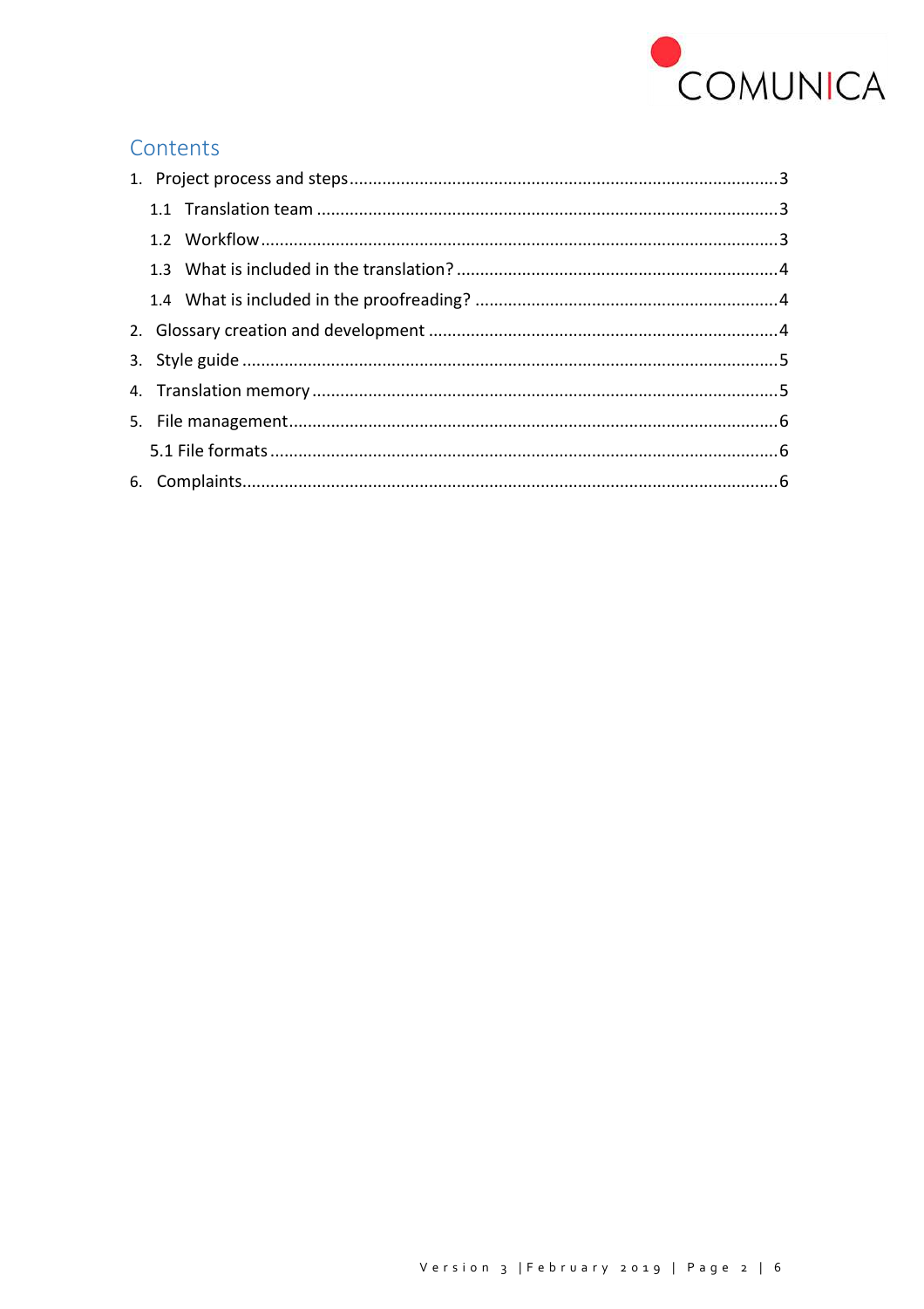## Contents

1. Project process and steps ... 3
   - 1.1 Translation team ... 3
   - 1.2 Workflow ... 3
   - 1.3 What is included in the translation? ... 4
   - 1.4 What is included in the proofreading? ... 4
2. Glossary creation and development ... 4
3. Style guide ... 5
4. Translation memory ... 5
5. File management ... 6
   - 5.1 File formats ... 6
6. Complaints ... 6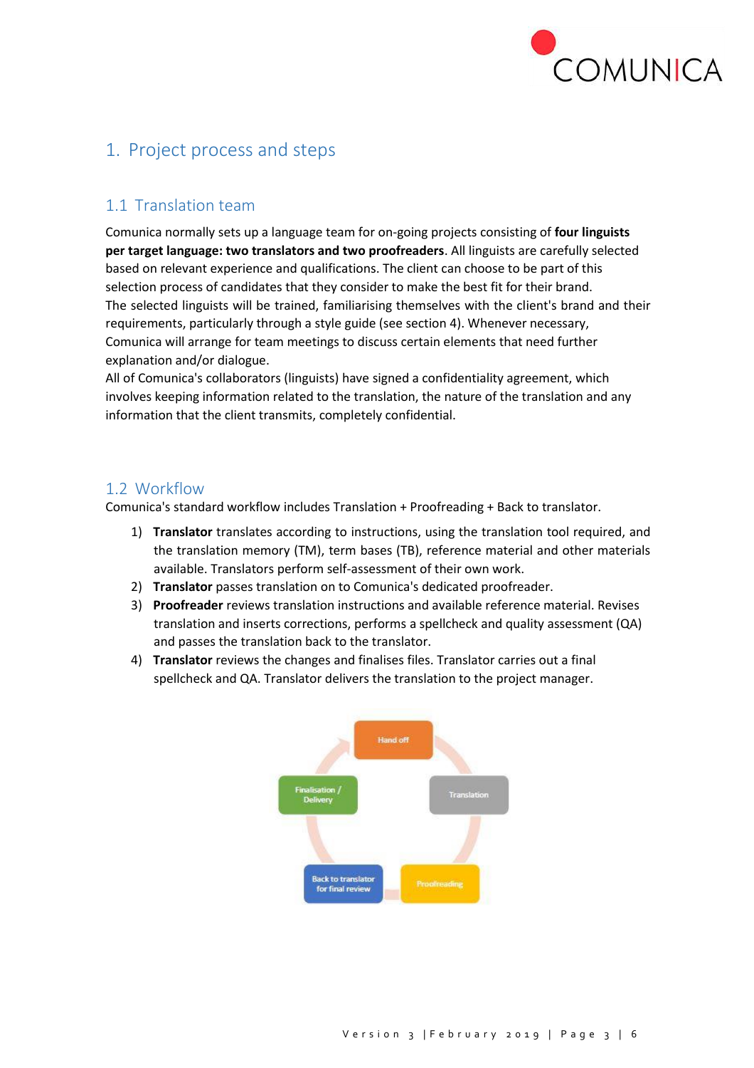# 1. Project process and steps

## 1.1 Translation team

Comunica normally sets up a language team for on-going projects consisting of **four linguists per target language: two translators and two proofreaders**. All linguists are carefully selected based on relevant experience and qualifications. The client can choose to be part of this selection process of candidates that they consider to make the best fit for their brand.
The selected linguists will be trained, familiarising themselves with the client's brand and their requirements, particularly through a style guide (see section 4). Whenever necessary, Comunica will arrange for team meetings to discuss certain elements that need further explanation and/or dialogue.
All of Comunica's collaborators (linguists) have signed a confidentiality agreement, which involves keeping information related to the translation, the nature of the translation and any information that the client transmits, completely confidential.

## 1.2 Workflow

Comunica's standard workflow includes Translation + Proofreading + Back to translator.

1) **Translator** translates according to instructions, using the translation tool required, and the translation memory (TM), term bases (TB), reference material and other materials available. Translators perform self-assessment of their own work.
2) **Translator** passes translation on to Comunica's dedicated proofreader.
3) **Proofreader** reviews translation instructions and available reference material. Revises translation and inserts corrections, performs a spellcheck and quality assessment (QA) and passes the translation back to the translator.
4) **Translator** reviews the changes and finalises files. Translator carries out a final spellcheck and QA. Translator delivers the translation to the project manager.

Hand off → Translation → Proofreading → Back to translator for final review → Finalisation / Delivery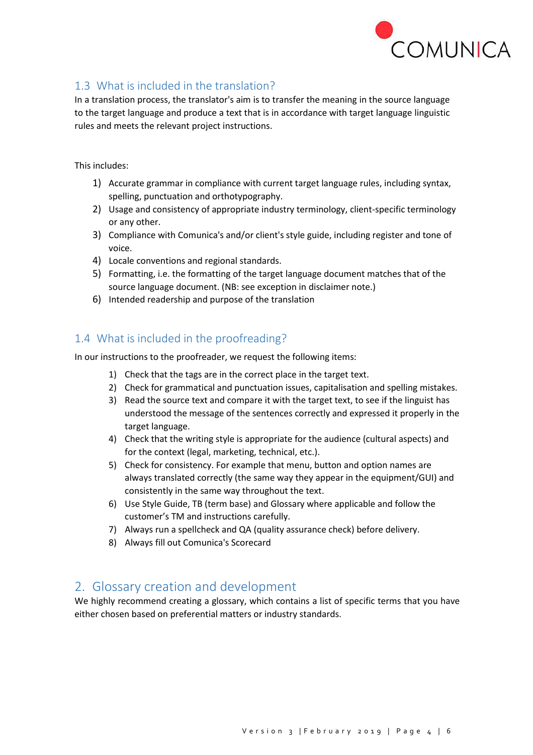## 1.3 What is included in the translation?

In a translation process, the translator's aim is to transfer the meaning in the source language to the target language and produce a text that is in accordance with target language linguistic rules and meets the relevant project instructions.

This includes:

1) Accurate grammar in compliance with current target language rules, including syntax, spelling, punctuation and orthotypography.
2) Usage and consistency of appropriate industry terminology, client-specific terminology or any other.
3) Compliance with Comunica's and/or client's style guide, including register and tone of voice.
4) Locale conventions and regional standards.
5) Formatting, i.e. the formatting of the target language document matches that of the source language document. (NB: see exception in disclaimer note.)
6) Intended readership and purpose of the translation

## 1.4 What is included in the proofreading?

In our instructions to the proofreader, we request the following items:

1) Check that the tags are in the correct place in the target text.
2) Check for grammatical and punctuation issues, capitalisation and spelling mistakes.
3) Read the source text and compare it with the target text, to see if the linguist has understood the message of the sentences correctly and expressed it properly in the target language.
4) Check that the writing style is appropriate for the audience (cultural aspects) and for the context (legal, marketing, technical, etc.).
5) Check for consistency. For example that menu, button and option names are always translated correctly (the same way they appear in the equipment/GUI) and consistently in the same way throughout the text.
6) Use Style Guide, TB (term base) and Glossary where applicable and follow the customer's TM and instructions carefully.
7) Always run a spellcheck and QA (quality assurance check) before delivery.
8) Always fill out Comunica's Scorecard

# 2. Glossary creation and development

We highly recommend creating a glossary, which contains a list of specific terms that you have either chosen based on preferential matters or industry standards.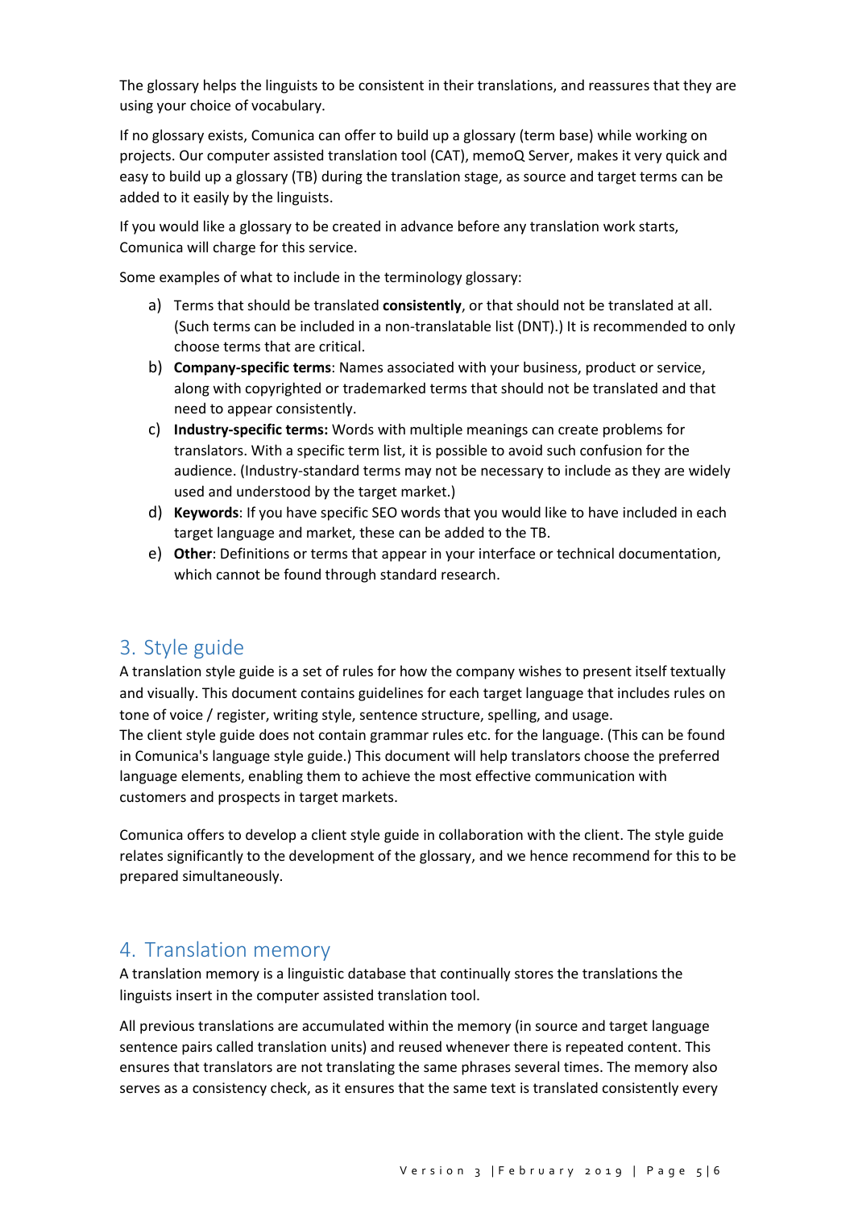The glossary helps the linguists to be consistent in their translations, and reassures that they are using your choice of vocabulary.

If no glossary exists, Comunica can offer to build up a glossary (term base) while working on projects. Our computer assisted translation tool (CAT), memoQ Server, makes it very quick and easy to build up a glossary (TB) during the translation stage, as source and target terms can be added to it easily by the linguists.

If you would like a glossary to be created in advance before any translation work starts, Comunica will charge for this service.

Some examples of what to include in the terminology glossary:

a) Terms that should be translated **consistently**, or that should not be translated at all. (Such terms can be included in a non-translatable list (DNT).) It is recommended to only choose terms that are critical.
b) **Company-specific terms**: Names associated with your business, product or service, along with copyrighted or trademarked terms that should not be translated and that need to appear consistently.
c) **Industry-specific terms:** Words with multiple meanings can create problems for translators. With a specific term list, it is possible to avoid such confusion for the audience. (Industry-standard terms may not be necessary to include as they are widely used and understood by the target market.)
d) **Keywords**: If you have specific SEO words that you would like to have included in each target language and market, these can be added to the TB.
e) **Other**: Definitions or terms that appear in your interface or technical documentation, which cannot be found through standard research.

## 3. Style guide

A translation style guide is a set of rules for how the company wishes to present itself textually and visually. This document contains guidelines for each target language that includes rules on tone of voice / register, writing style, sentence structure, spelling, and usage.
The client style guide does not contain grammar rules etc. for the language. (This can be found in Comunica's language style guide.) This document will help translators choose the preferred language elements, enabling them to achieve the most effective communication with customers and prospects in target markets.

Comunica offers to develop a client style guide in collaboration with the client. The style guide relates significantly to the development of the glossary, and we hence recommend for this to be prepared simultaneously.

## 4. Translation memory

A translation memory is a linguistic database that continually stores the translations the linguists insert in the computer assisted translation tool.

All previous translations are accumulated within the memory (in source and target language sentence pairs called translation units) and reused whenever there is repeated content. This ensures that translators are not translating the same phrases several times. The memory also serves as a consistency check, as it ensures that the same text is translated consistently every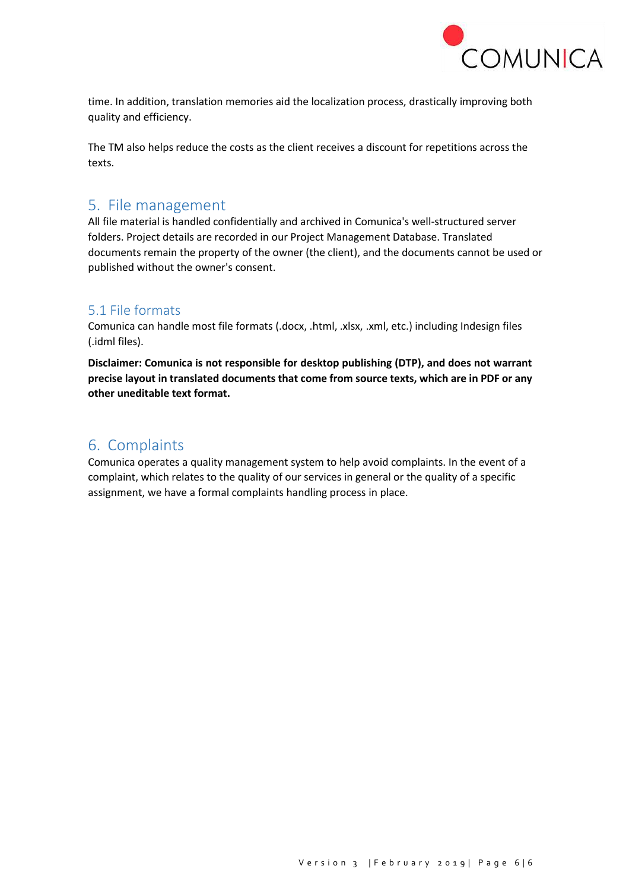time. In addition, translation memories aid the localization process, drastically improving both quality and efficiency.

The TM also helps reduce the costs as the client receives a discount for repetitions across the texts.

## 5. File management

All file material is handled confidentially and archived in Comunica's well-structured server folders. Project details are recorded in our Project Management Database. Translated documents remain the property of the owner (the client), and the documents cannot be used or published without the owner's consent.

### 5.1 File formats

Comunica can handle most file formats (.docx, .html, .xlsx, .xml, etc.) including Indesign files (.idml files).

**Disclaimer: Comunica is not responsible for desktop publishing (DTP), and does not warrant precise layout in translated documents that come from source texts, which are in PDF or any other uneditable text format.**

## 6. Complaints

Comunica operates a quality management system to help avoid complaints. In the event of a complaint, which relates to the quality of our services in general or the quality of a specific assignment, we have a formal complaints handling process in place.